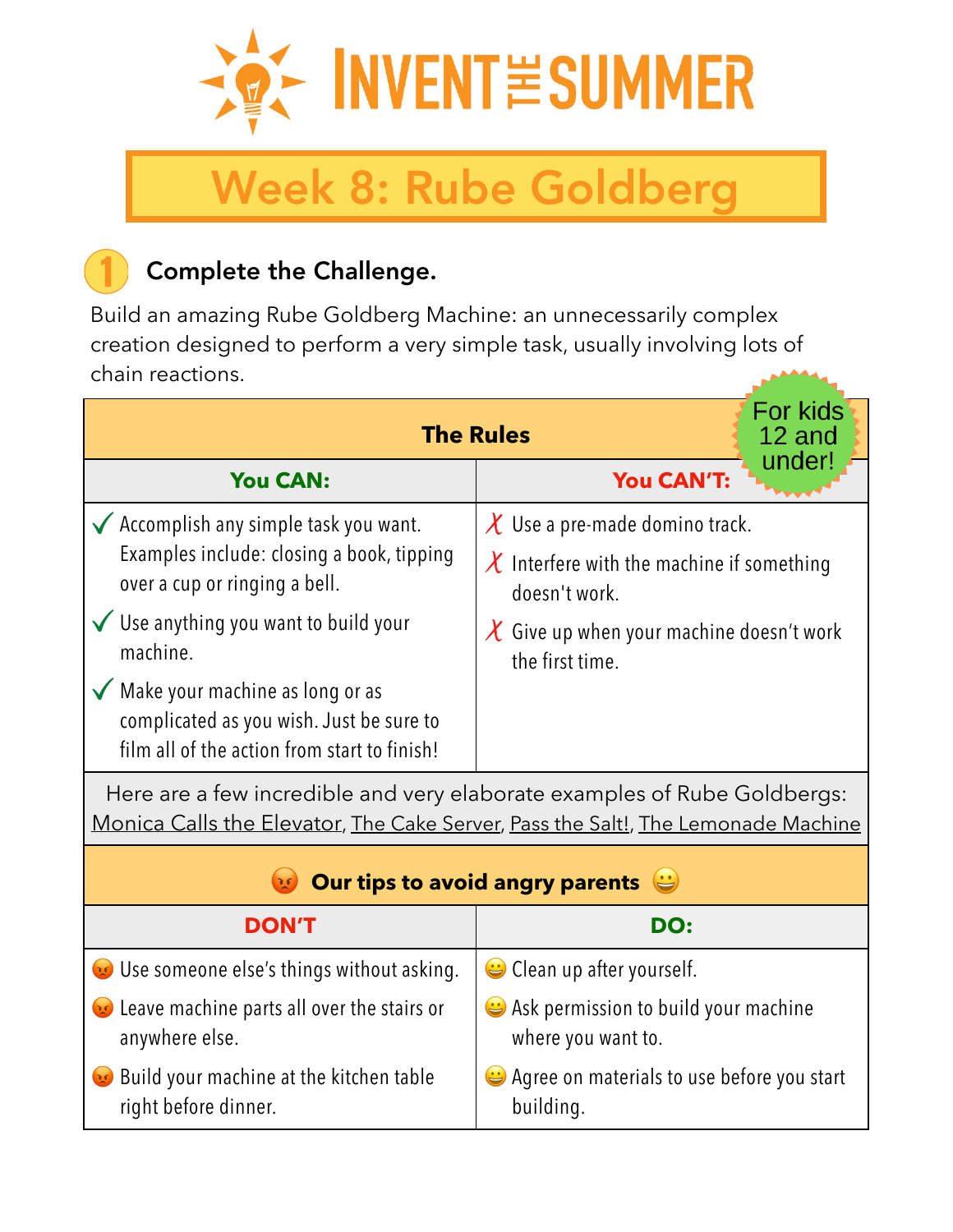# INVENT THE SUMMER

## Week 8: Rube Goldberg

### 1 Complete the Challenge.

Build an amazing Rube Goldberg Machine: an unnecessarily complex creation designed to perform a very simple task, usually involving lots of chain reactions.

**For kids 12 and under!**

**The Rules**

| You CAN: | You CAN'T: |
|---|---|
| ✓ Accomplish any simple task you want. Examples include: closing a book, tipping over a cup or ringing a bell.<br>✓ Use anything you want to build your machine.<br>✓ Make your machine as long or as complicated as you wish. Just be sure to film all of the action from start to finish! | ✗ Use a pre-made domino track.<br>✗ Interfere with the machine if something doesn't work.<br>✗ Give up when your machine doesn't work the first time. |

Here are a few incredible and very elaborate examples of Rube Goldbergs: Monica Calls the Elevator, The Cake Server, Pass the Salt!, The Lemonade Machine

**😡 Our tips to avoid angry parents 😀**

| DON'T | DO: |
|---|---|
| 😡 Use someone else's things without asking.<br>😡 Leave machine parts all over the stairs or anywhere else.<br>😡 Build your machine at the kitchen table right before dinner. | 😀 Clean up after yourself.<br>😀 Ask permission to build your machine where you want to.<br>😀 Agree on materials to use before you start building. |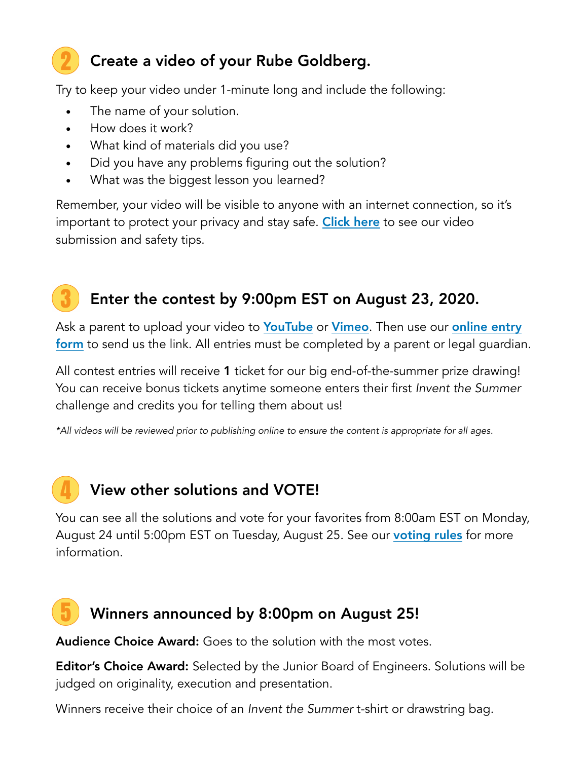## 2 Create a video of your Rube Goldberg.

Try to keep your video under 1-minute long and include the following:

- The name of your solution.
- How does it work?
- What kind of materials did you use?
- Did you have any problems figuring out the solution?
- What was the biggest lesson you learned?

Remember, your video will be visible to anyone with an internet connection, so it's important to protect your privacy and stay safe. **Click here** to see our video submission and safety tips.

## 3 Enter the contest by 9:00pm EST on August 23, 2020.

Ask a parent to upload your video to **YouTube** or **Vimeo**. Then use our **online entry form** to send us the link. All entries must be completed by a parent or legal guardian.

All contest entries will receive **1** ticket for our big end-of-the-summer prize drawing! You can receive bonus tickets anytime someone enters their first *Invent the Summer* challenge and credits you for telling them about us!

*\*All videos will be reviewed prior to publishing online to ensure the content is appropriate for all ages.*

## 4 View other solutions and VOTE!

You can see all the solutions and vote for your favorites from 8:00am EST on Monday, August 24 until 5:00pm EST on Tuesday, August 25. See our **voting rules** for more information.

## 5 Winners announced by 8:00pm on August 25!

**Audience Choice Award:** Goes to the solution with the most votes.

**Editor's Choice Award:** Selected by the Junior Board of Engineers. Solutions will be judged on originality, execution and presentation.

Winners receive their choice of an *Invent the Summer* t-shirt or drawstring bag.